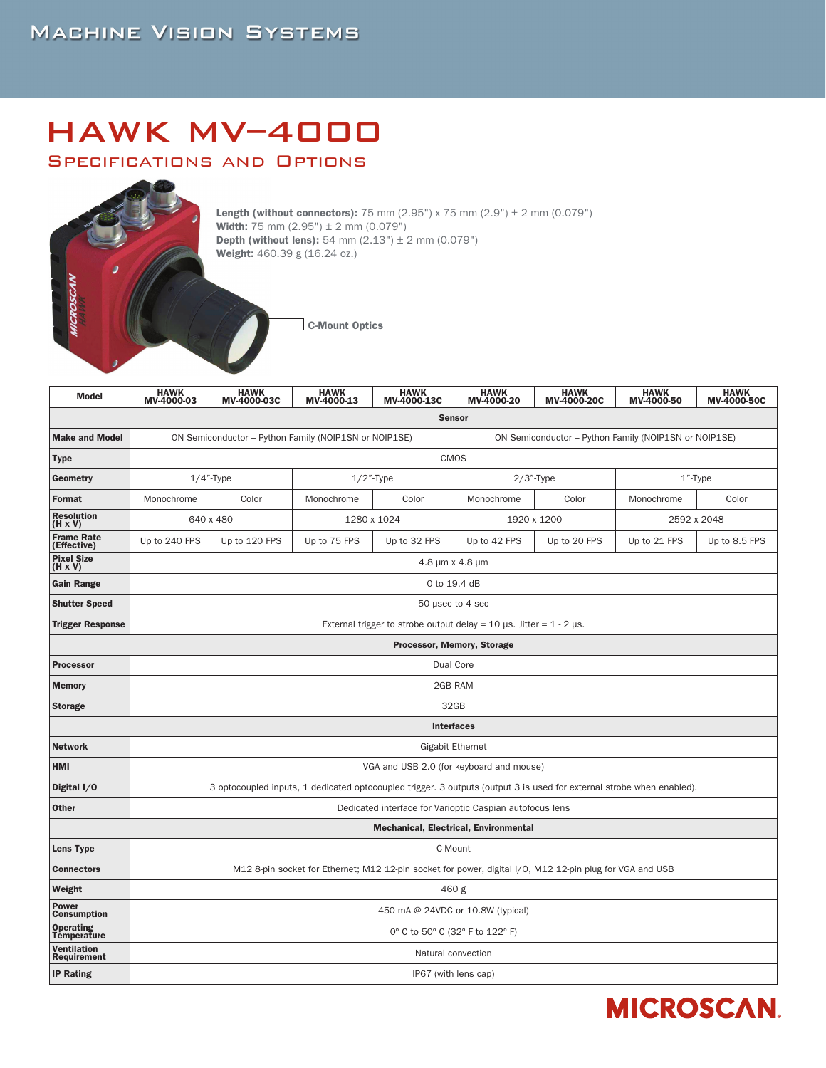Machine Vision Systems

# HAWK MV-4000

## Specifications and Options

**Length (without connectors):** 75 mm (2.95") x 75 mm (2.9") ± 2 mm (0.079")
**Width:** 75 mm (2.95") ± 2 mm (0.079")
**Depth (without lens):** 54 mm (2.13") ± 2 mm (0.079")
**Weight:** 460.39 g (16.24 oz.)

C-Mount Optics

| Model | HAWK MV-4000-03 | HAWK MV-4000-03C | HAWK MV-4000-13 | HAWK MV-4000-13C | HAWK MV-4000-20 | HAWK MV-4000-20C | HAWK MV-4000-50 | HAWK MV-4000-50C |
|---|---|---|---|---|---|---|---|---|
| **Sensor** | | | | | | | | |
| **Make and Model** | ON Semiconductor – Python Family (NOIP1SN or NOIP1SE) | | | | ON Semiconductor – Python Family (NOIP1SN or NOIP1SE) | | | |
| **Type** | CMOS | | | | | | | |
| **Geometry** | 1/4"-Type | | 1/2"-Type | | 2/3"-Type | | 1"-Type | |
| **Format** | Monochrome | Color | Monochrome | Color | Monochrome | Color | Monochrome | Color |
| **Resolution (H x V)** | 640 x 480 | | 1280 x 1024 | | 1920 x 1200 | | 2592 x 2048 | |
| **Frame Rate (Effective)** | Up to 240 FPS | Up to 120 FPS | Up to 75 FPS | Up to 32 FPS | Up to 42 FPS | Up to 20 FPS | Up to 21 FPS | Up to 8.5 FPS |
| **Pixel Size (H x V)** | 4.8 µm x 4.8 µm | | | | | | | |
| **Gain Range** | 0 to 19.4 dB | | | | | | | |
| **Shutter Speed** | 50 µsec to 4 sec | | | | | | | |
| **Trigger Response** | External trigger to strobe output delay = 10 µs. Jitter = 1 - 2 µs. | | | | | | | |
| **Processor, Memory, Storage** | | | | | | | | |
| **Processor** | Dual Core | | | | | | | |
| **Memory** | 2GB RAM | | | | | | | |
| **Storage** | 32GB | | | | | | | |
| **Interfaces** | | | | | | | | |
| **Network** | Gigabit Ethernet | | | | | | | |
| **HMI** | VGA and USB 2.0 (for keyboard and mouse) | | | | | | | |
| **Digital I/O** | 3 optocoupled inputs, 1 dedicated optocoupled trigger. 3 outputs (output 3 is used for external strobe when enabled). | | | | | | | |
| **Other** | Dedicated interface for Varioptic Caspian autofocus lens | | | | | | | |
| **Mechanical, Electrical, Environmental** | | | | | | | | |
| **Lens Type** | C-Mount | | | | | | | |
| **Connectors** | M12 8-pin socket for Ethernet; M12 12-pin socket for power, digital I/O, M12 12-pin plug for VGA and USB | | | | | | | |
| **Weight** | 460 g | | | | | | | |
| **Power Consumption** | 450 mA @ 24VDC or 10.8W (typical) | | | | | | | |
| **Operating Temperature** | 0° C to 50° C (32° F to 122° F) | | | | | | | |
| **Ventilation Requirement** | Natural convection | | | | | | | |
| **IP Rating** | IP67 (with lens cap) | | | | | | | |

MICROSCAN.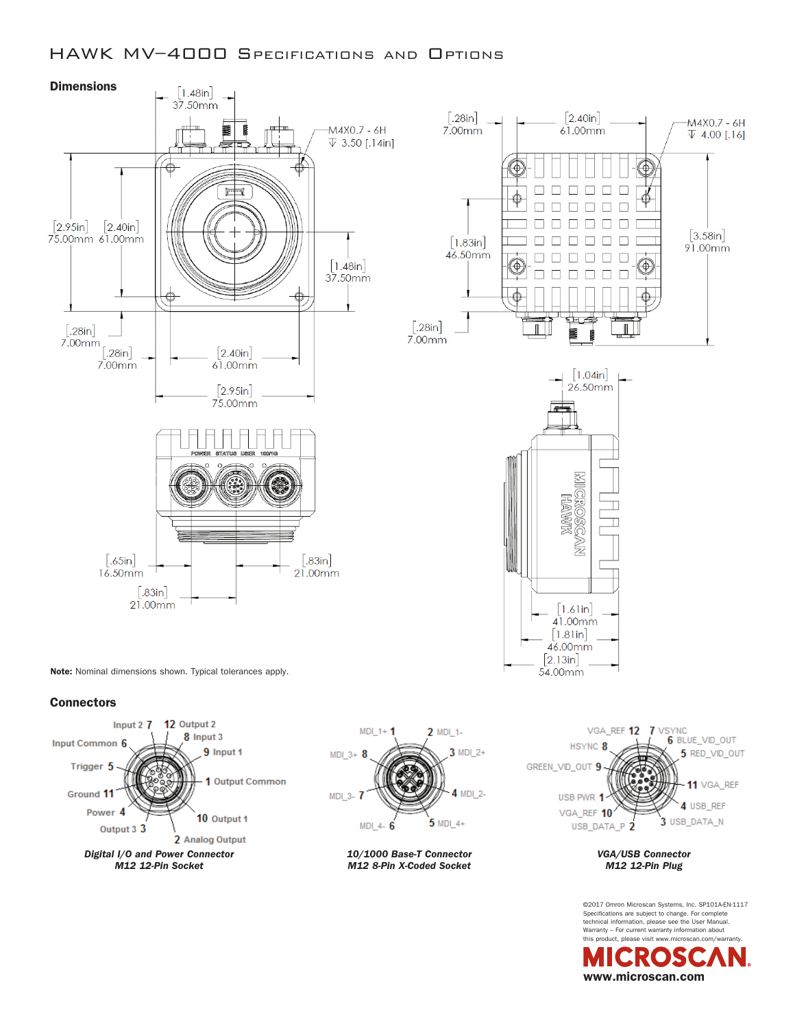# HAWK MV-4000 Specifications and Options

## Dimensions

[1.48in]
37.50mm

M4X0.7 - 6H
↧ 3.50 [.14in]

[2.95in]
75.00mm

[2.40in]
61.00mm

[1.48in]
37.50mm

[.28in]
7.00mm

[.28in]
7.00mm

[2.40in]
61.00mm

[2.95in]
75.00mm

[.28in]
7.00mm

[2.40in]
61.00mm

M4X0.7 - 6H
↧ 4.00 [.16]

[1.83in]
46.50mm

[3.58in]
91.00mm

[.28in]
7.00mm

[1.04in]
26.50mm

POWER STATUS USER 100/1G

MICROSCAN HAWK

[.65in]
16.50mm

[.83in]
21.00mm

[.83in]
21.00mm

[1.61in]
41.00mm

[1.81in]
46.00mm

[2.13in]
54.00mm

**Note:** Nominal dimensions shown. Typical tolerances apply.

## Connectors

Input 2 7
12 Output 2
8 Input 3
Input Common 6
9 Input 1
Trigger 5
1 Output Common
Ground 11
Power 4
10 Output 1
Output 3 3
2 Analog Output

***Digital I/O and Power Connector***
***M12 12-Pin Socket***

MDI_1+ 1
2 MDI_1-
MDI_3+ 8
3 MDI_2+
MDI_3- 7
4 MDI_2-
MDI_4- 6
5 MDI_4+

***10/1000 Base-T Connector***
***M12 8-Pin X-Coded Socket***

VGA_REF 12
7 VSYNC
6 BLUE_VID_OUT
HSYNC 8
5 RED_VID_OUT
GREEN_VID_OUT 9
11 VGA_REF
USB PWR 1
4 USB_REF
VGA_REF 10
3 USB_DATA_N
USB_DATA_P 2

***VGA/USB Connector***
***M12 12-Pin Plug***

©2017 Omron Microscan Systems, Inc. SP101A-EN-1117
Specifications are subject to change. For complete technical information, please see the User Manual.
Warranty – For current warranty information about this product, please visit www.microscan.com/warranty.

MICROSCAN®
www.microscan.com